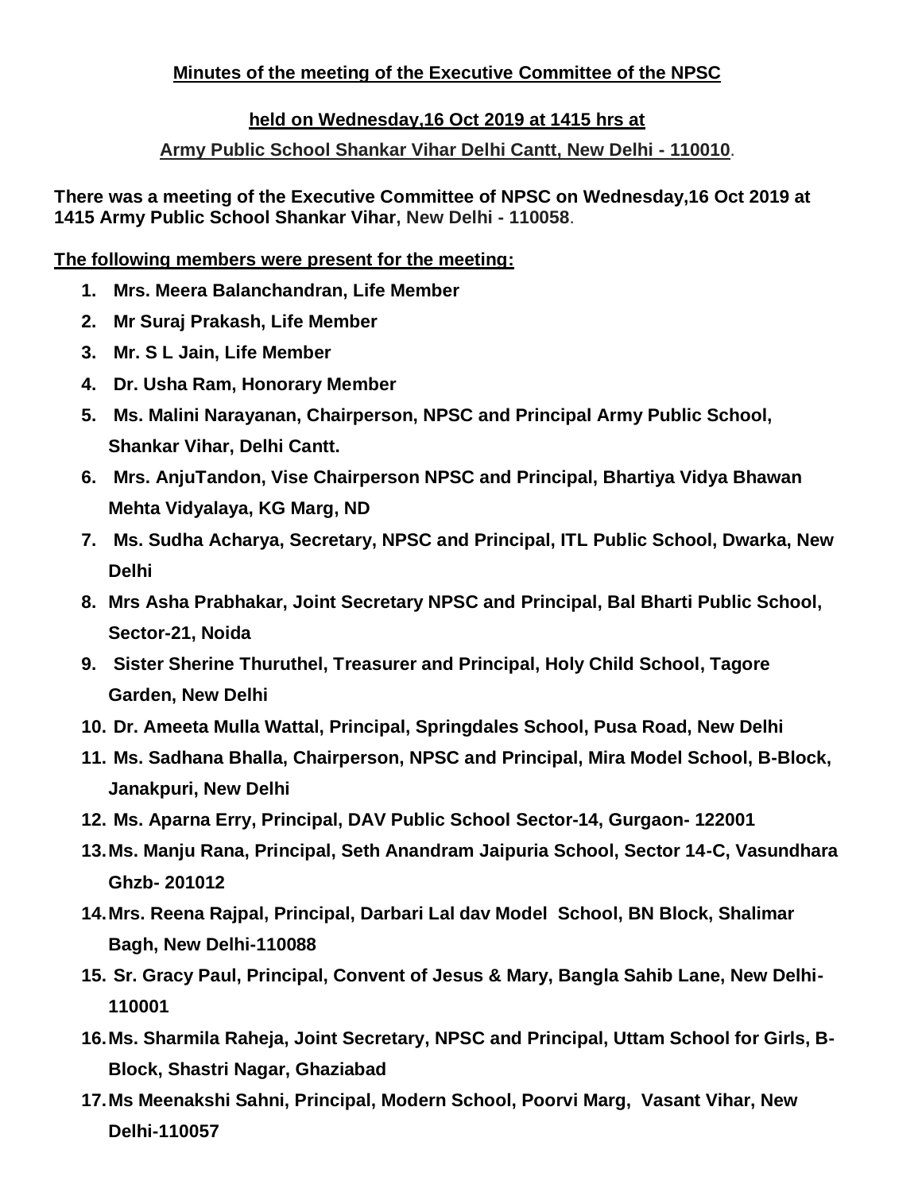**Minutes of the meeting of the Executive Committee of the NPSC**

**held on Wednesday,16 Oct 2019 at 1415 hrs at**

**Army Public School Shankar Vihar Delhi Cantt, New Delhi - 110010.**

**There was a meeting of the Executive Committee of NPSC on Wednesday,16 Oct 2019 at 1415 Army Public School Shankar Vihar, New Delhi - 110058.**

**The following members were present for the meeting:**

1. **Mrs. Meera Balanchandran, Life Member**
2. **Mr Suraj Prakash, Life Member**
3. **Mr. S L Jain, Life Member**
4. **Dr. Usha Ram, Honorary Member**
5. **Ms. Malini Narayanan, Chairperson, NPSC and Principal Army Public School, Shankar Vihar, Delhi Cantt.**
6. **Mrs. AnjuTandon, Vise Chairperson NPSC and Principal, Bhartiya Vidya Bhawan Mehta Vidyalaya, KG Marg, ND**
7. **Ms. Sudha Acharya, Secretary, NPSC and Principal, ITL Public School, Dwarka, New Delhi**
8. **Mrs Asha Prabhakar, Joint Secretary NPSC and Principal, Bal Bharti Public School, Sector-21, Noida**
9. **Sister Sherine Thuruthel, Treasurer and Principal, Holy Child School, Tagore Garden, New Delhi**
10. **Dr. Ameeta Mulla Wattal, Principal, Springdales School, Pusa Road, New Delhi**
11. **Ms. Sadhana Bhalla, Chairperson, NPSC and Principal, Mira Model School, B-Block, Janakpuri, New Delhi**
12. **Ms. Aparna Erry, Principal, DAV Public School Sector-14, Gurgaon- 122001**
13. **Ms. Manju Rana, Principal, Seth Anandram Jaipuria School, Sector 14-C, Vasundhara Ghzb- 201012**
14. **Mrs. Reena Rajpal, Principal, Darbari Lal dav Model School, BN Block, Shalimar Bagh, New Delhi-110088**
15. **Sr. Gracy Paul, Principal, Convent of Jesus & Mary, Bangla Sahib Lane, New Delhi-110001**
16. **Ms. Sharmila Raheja, Joint Secretary, NPSC and Principal, Uttam School for Girls, B-Block, Shastri Nagar, Ghaziabad**
17. **Ms Meenakshi Sahni, Principal, Modern School, Poorvi Marg, Vasant Vihar, New Delhi-110057**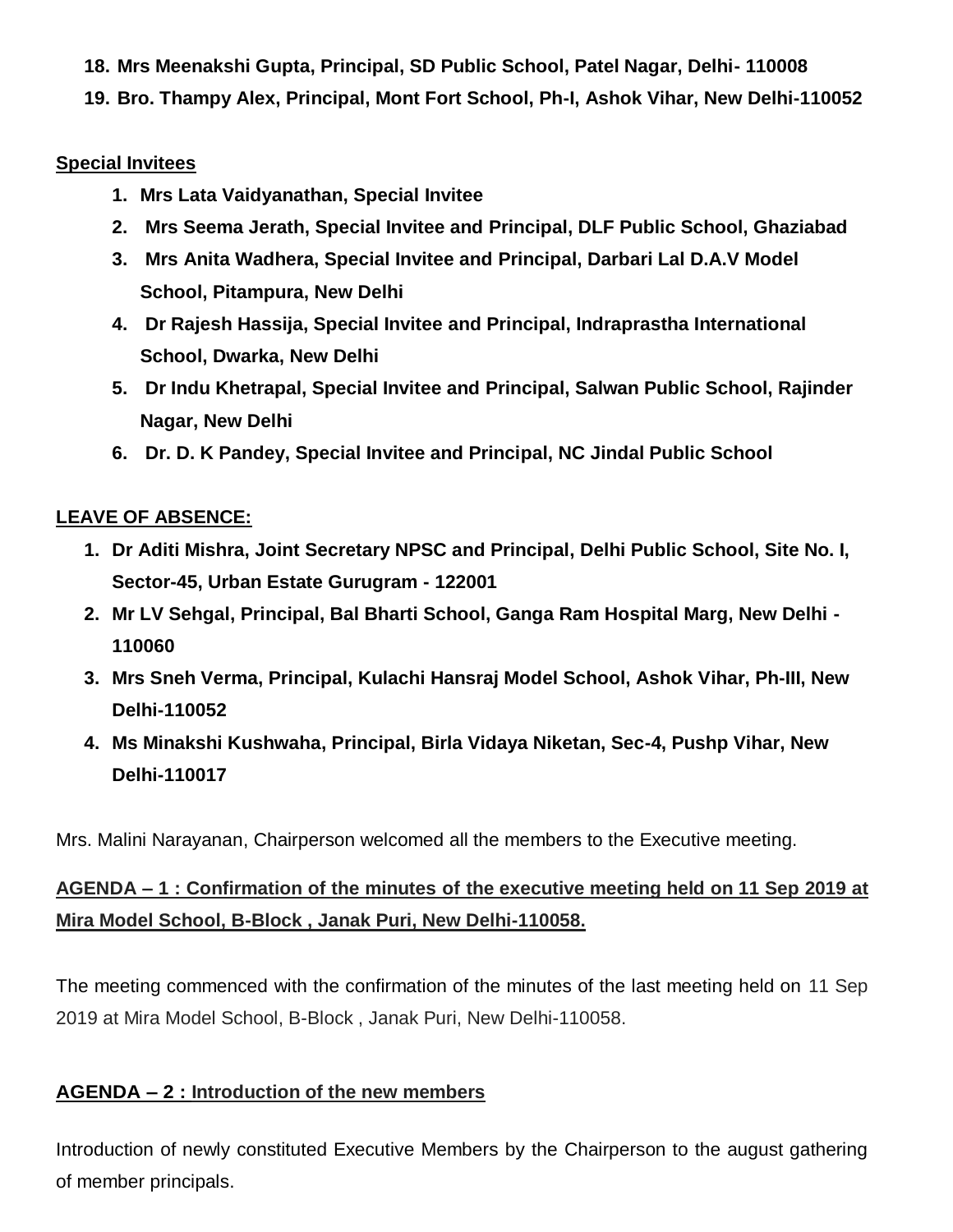18. **Mrs Meenakshi Gupta, Principal, SD Public School, Patel Nagar, Delhi- 110008**
19. **Bro. Thampy Alex, Principal, Mont Fort School, Ph-I, Ashok Vihar, New Delhi-110052**

**Special Invitees**

1. **Mrs Lata Vaidyanathan, Special Invitee**
2. **Mrs Seema Jerath, Special Invitee and Principal, DLF Public School, Ghaziabad**
3. **Mrs Anita Wadhera, Special Invitee and Principal, Darbari Lal D.A.V Model School, Pitampura, New Delhi**
4. **Dr Rajesh Hassija, Special Invitee and Principal, Indraprastha International School, Dwarka, New Delhi**
5. **Dr Indu Khetrapal, Special Invitee and Principal, Salwan Public School, Rajinder Nagar, New Delhi**
6. **Dr. D. K Pandey, Special Invitee and Principal, NC Jindal Public School**

**LEAVE OF ABSENCE:**

1. **Dr Aditi Mishra, Joint Secretary NPSC and Principal, Delhi Public School, Site No. I, Sector-45, Urban Estate Gurugram - 122001**
2. **Mr LV Sehgal, Principal, Bal Bharti School, Ganga Ram Hospital Marg, New Delhi - 110060**
3. **Mrs Sneh Verma, Principal, Kulachi Hansraj Model School, Ashok Vihar, Ph-III, New Delhi-110052**
4. **Ms Minakshi Kushwaha, Principal, Birla Vidaya Niketan, Sec-4, Pushp Vihar, New Delhi-110017**

Mrs. Malini Narayanan, Chairperson welcomed all the members to the Executive meeting.

**AGENDA – 1 : Confirmation of the minutes of the executive meeting held on 11 Sep 2019 at Mira Model School, B-Block , Janak Puri, New Delhi-110058.**

The meeting commenced with the confirmation of the minutes of the last meeting held on 11 Sep 2019 at Mira Model School, B-Block , Janak Puri, New Delhi-110058.

**AGENDA – 2 : Introduction of the new members**

Introduction of newly constituted Executive Members by the Chairperson to the august gathering of member principals.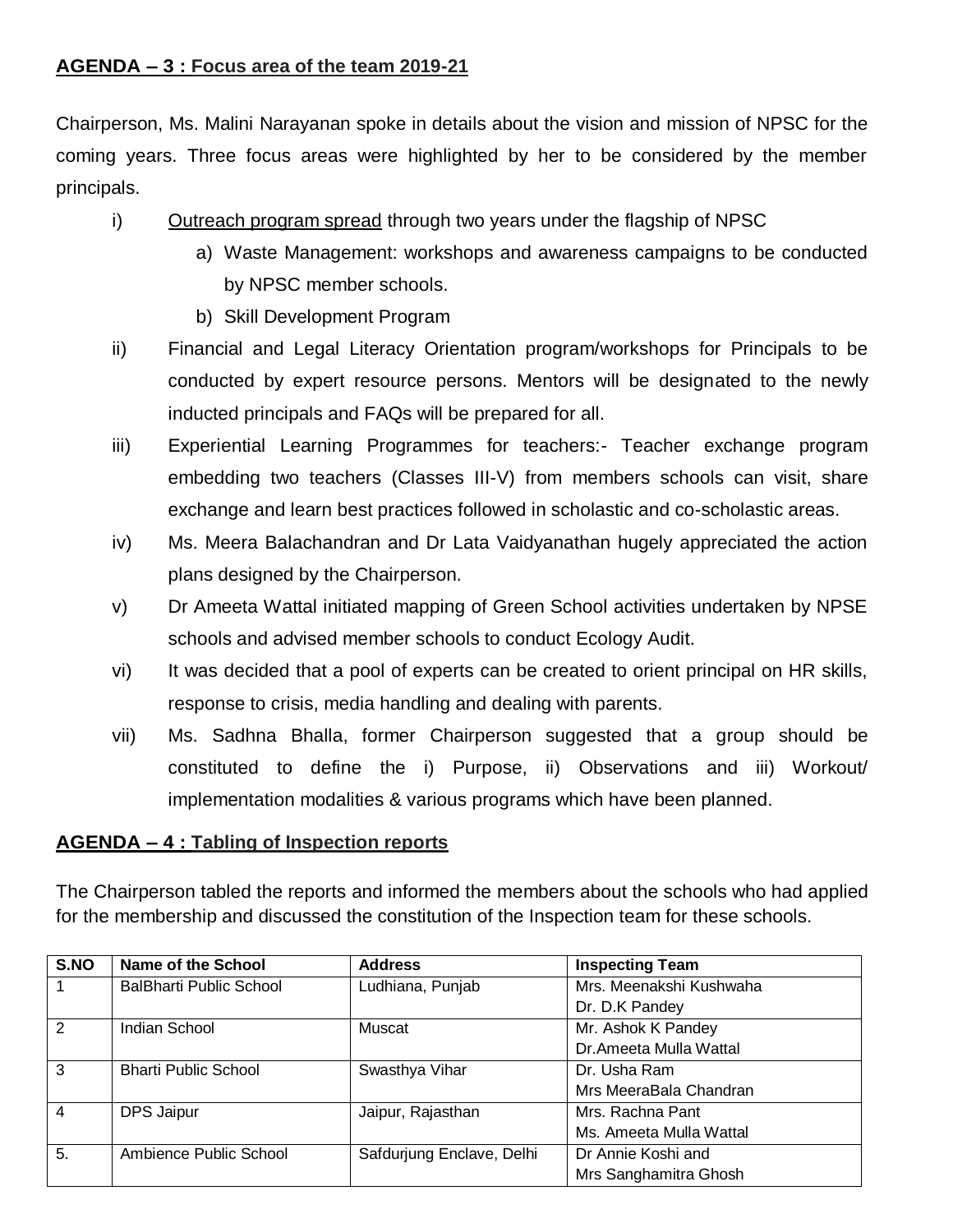**AGENDA – 3 : Focus area of the team 2019-21**

Chairperson, Ms. Malini Narayanan spoke in details about the vision and mission of NPSC for the coming years. Three focus areas were highlighted by her to be considered by the member principals.

i) Outreach program spread through two years under the flagship of NPSC
   a) Waste Management: workshops and awareness campaigns to be conducted by NPSC member schools.
   b) Skill Development Program

ii) Financial and Legal Literacy Orientation program/workshops for Principals to be conducted by expert resource persons. Mentors will be designated to the newly inducted principals and FAQs will be prepared for all.

iii) Experiential Learning Programmes for teachers:- Teacher exchange program embedding two teachers (Classes III-V) from members schools can visit, share exchange and learn best practices followed in scholastic and co-scholastic areas.

iv) Ms. Meera Balachandran and Dr Lata Vaidyanathan hugely appreciated the action plans designed by the Chairperson.

v) Dr Ameeta Wattal initiated mapping of Green School activities undertaken by NPSE schools and advised member schools to conduct Ecology Audit.

vi) It was decided that a pool of experts can be created to orient principal on HR skills, response to crisis, media handling and dealing with parents.

vii) Ms. Sadhna Bhalla, former Chairperson suggested that a group should be constituted to define the i) Purpose, ii) Observations and iii) Workout/ implementation modalities & various programs which have been planned.

**AGENDA – 4 : Tabling of Inspection reports**

The Chairperson tabled the reports and informed the members about the schools who had applied for the membership and discussed the constitution of the Inspection team for these schools.

| S.NO | Name of the School | Address | Inspecting Team |
|---|---|---|---|
| 1 | BalBharti Public School | Ludhiana, Punjab | Mrs. Meenakshi Kushwaha<br>Dr. D.K Pandey |
| 2 | Indian School | Muscat | Mr. Ashok K Pandey<br>Dr.Ameeta Mulla Wattal |
| 3 | Bharti Public School | Swasthya Vihar | Dr. Usha Ram<br>Mrs MeeraBala Chandran |
| 4 | DPS Jaipur | Jaipur, Rajasthan | Mrs. Rachna Pant<br>Ms. Ameeta Mulla Wattal |
| 5. | Ambience Public School | Safdurjung Enclave, Delhi | Dr Annie Koshi and<br>Mrs Sanghamitra Ghosh |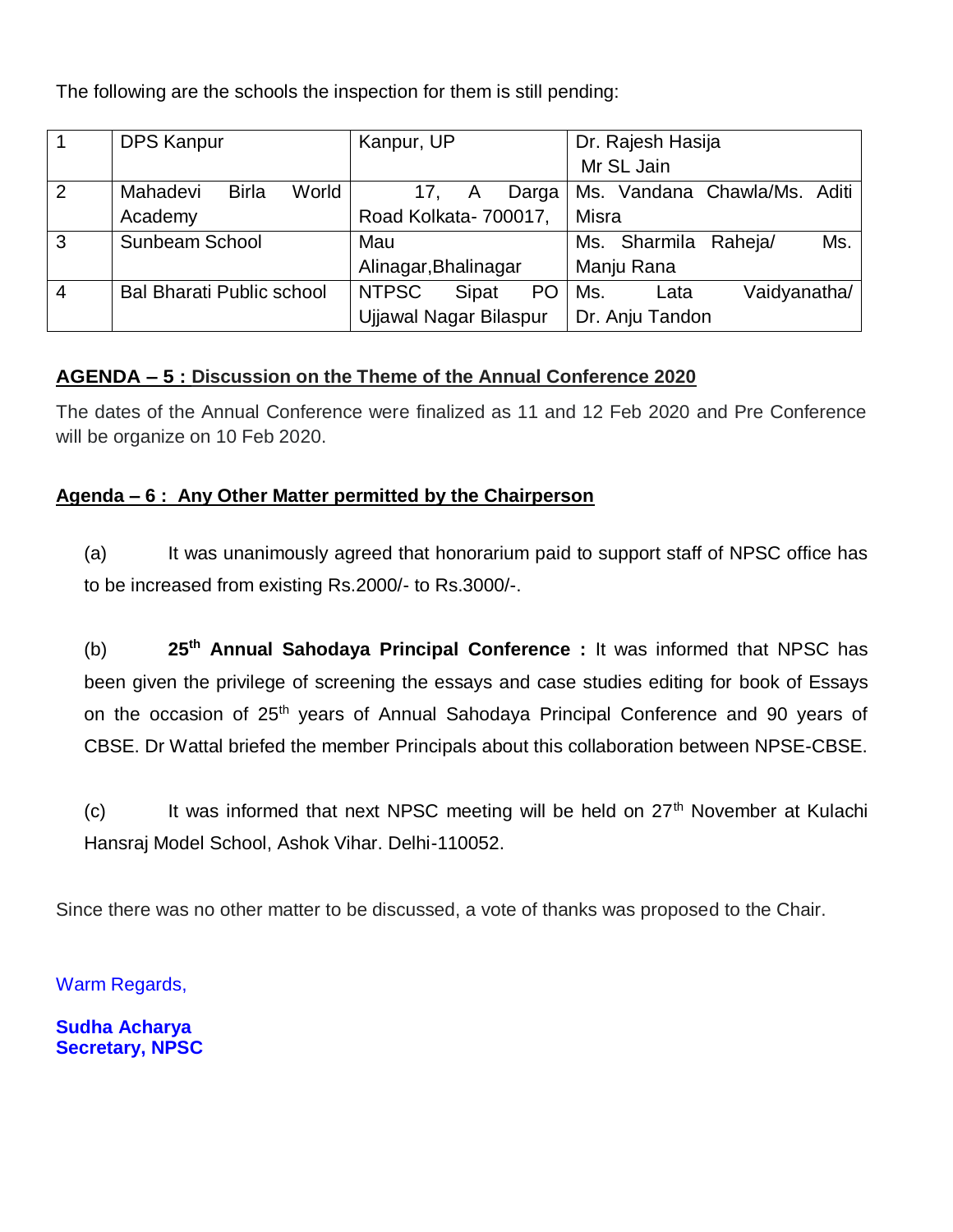The following are the schools the inspection for them is still pending:

| | | | |
|---|---|---|---|
| 1 | DPS Kanpur | Kanpur, UP | Dr. Rajesh Hasija<br>Mr SL Jain |
| 2 | Mahadevi Birla World Academy | 17, A Darga Road Kolkata- 700017, | Ms. Vandana Chawla/Ms. Aditi Misra |
| 3 | Sunbeam School | Mau Alinagar,Bhalinagar | Ms. Sharmila Raheja/ Ms. Manju Rana |
| 4 | Bal Bharati Public school | NTPSC Sipat PO Ujjawal Nagar Bilaspur | Ms. Lata Vaidyanatha/ Dr. Anju Tandon |

**AGENDA – 5 : Discussion on the Theme of the Annual Conference 2020**

The dates of the Annual Conference were finalized as 11 and 12 Feb 2020 and Pre Conference will be organize on 10 Feb 2020.

**Agenda – 6 : Any Other Matter permitted by the Chairperson**

(a) It was unanimously agreed that honorarium paid to support staff of NPSC office has to be increased from existing Rs.2000/- to Rs.3000/-.

(b) **25th Annual Sahodaya Principal Conference :** It was informed that NPSC has been given the privilege of screening the essays and case studies editing for book of Essays on the occasion of 25th years of Annual Sahodaya Principal Conference and 90 years of CBSE. Dr Wattal briefed the member Principals about this collaboration between NPSE-CBSE.

(c) It was informed that next NPSC meeting will be held on 27th November at Kulachi Hansraj Model School, Ashok Vihar. Delhi-110052.

Since there was no other matter to be discussed, a vote of thanks was proposed to the Chair.

Warm Regards,

**Sudha Acharya**
**Secretary, NPSC**